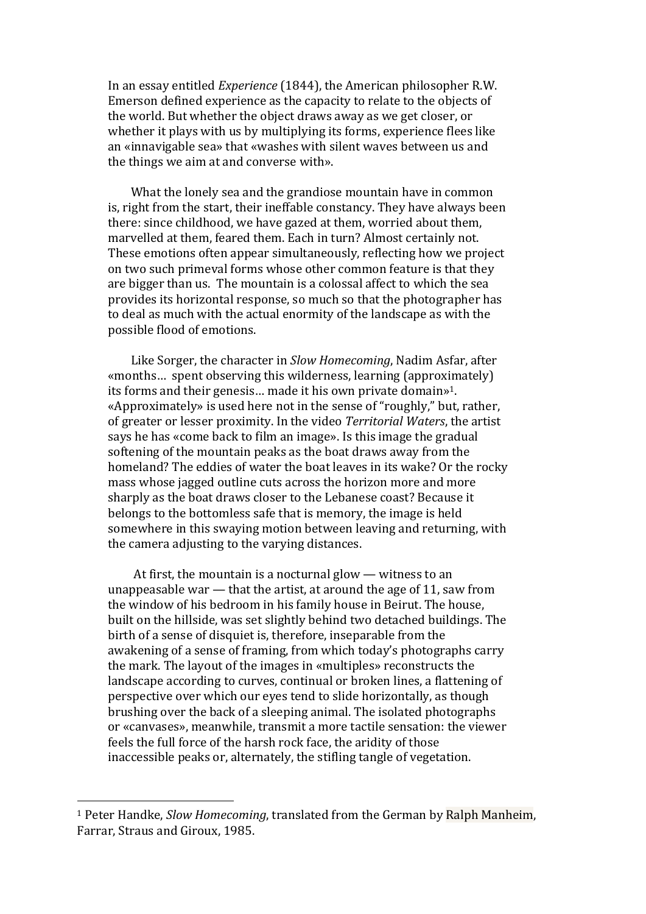In an essay entitled *Experience* (1844), the American philosopher R.W. Emerson defined experience as the capacity to relate to the objects of the world. But whether the object draws away as we get closer, or whether it plays with us by multiplying its forms, experience flees like an «innavigable sea» that «washes with silent waves between us and the things we aim at and converse with».

What the lonely sea and the grandiose mountain have in common is, right from the start, their ineffable constancy. They have always been there: since childhood, we have gazed at them, worried about them, marvelled at them, feared them. Each in turn? Almost certainly not. These emotions often appear simultaneously, reflecting how we project on two such primeval forms whose other common feature is that they are bigger than us. The mountain is a colossal affect to which the sea provides its horizontal response, so much so that the photographer has to deal as much with the actual enormity of the landscape as with the possible flood of emotions.

Like Sorger, the character in *Slow Homecoming*, Nadim Asfar, after «months… spent observing this wilderness, learning (approximately) its forms and their genesis… made it his own private domain»[1]. «Approximately» is used here not in the sense of "roughly," but, rather, of greater or lesser proximity. In the video *Territorial Waters*, the artist says he has «come back to film an image». Is this image the gradual softening of the mountain peaks as the boat draws away from the homeland? The eddies of water the boat leaves in its wake? Or the rocky mass whose jagged outline cuts across the horizon more and more sharply as the boat draws closer to the Lebanese coast? Because it belongs to the bottomless safe that is memory, the image is held somewhere in this swaying motion between leaving and returning, with the camera adjusting to the varying distances.

At first, the mountain is a nocturnal glow — witness to an unappeasable war — that the artist, at around the age of 11, saw from the window of his bedroom in his family house in Beirut. The house, built on the hillside, was set slightly behind two detached buildings. The birth of a sense of disquiet is, therefore, inseparable from the awakening of a sense of framing, from which today's photographs carry the mark. The layout of the images in «multiples» reconstructs the landscape according to curves, continual or broken lines, a flattening of perspective over which our eyes tend to slide horizontally, as though brushing over the back of a sleeping animal. The isolated photographs or «canvases», meanwhile, transmit a more tactile sensation: the viewer feels the full force of the harsh rock face, the aridity of those inaccessible peaks or, alternately, the stifling tangle of vegetation.

---

[1] Peter Handke, *Slow Homecoming*, translated from the German by Ralph Manheim, Farrar, Straus and Giroux, 1985.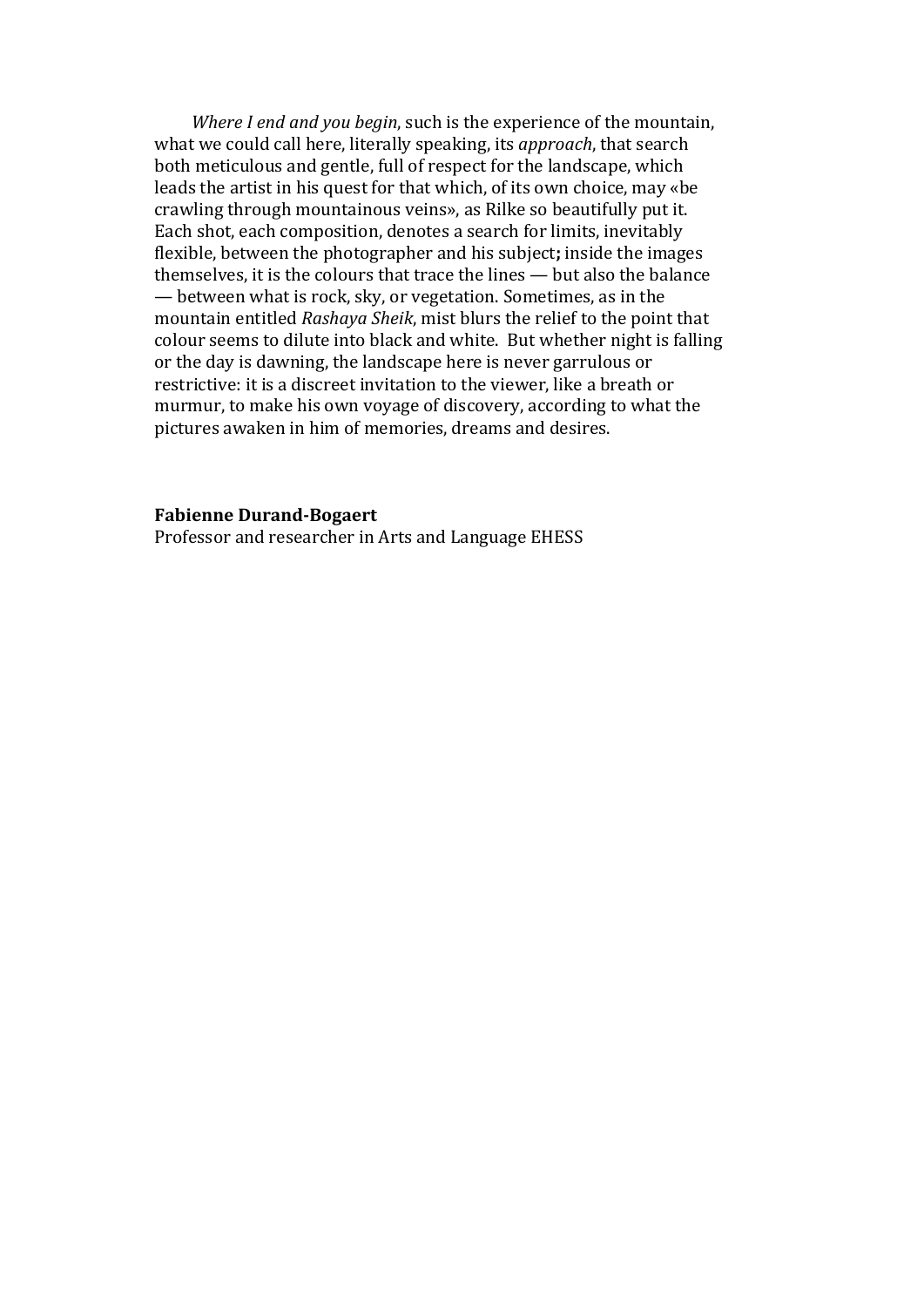*Where I end and you begin*, such is the experience of the mountain, what we could call here, literally speaking, its *approach*, that search both meticulous and gentle, full of respect for the landscape, which leads the artist in his quest for that which, of its own choice, may «be crawling through mountainous veins», as Rilke so beautifully put it. Each shot, each composition, denotes a search for limits, inevitably flexible, between the photographer and his subject**;** inside the images themselves, it is the colours that trace the lines — but also the balance — between what is rock, sky, or vegetation. Sometimes, as in the mountain entitled *Rashaya Sheik*, mist blurs the relief to the point that colour seems to dilute into black and white. But whether night is falling or the day is dawning, the landscape here is never garrulous or restrictive: it is a discreet invitation to the viewer, like a breath or murmur, to make his own voyage of discovery, according to what the pictures awaken in him of memories, dreams and desires.

**Fabienne Durand-Bogaert**
Professor and researcher in Arts and Language EHESS